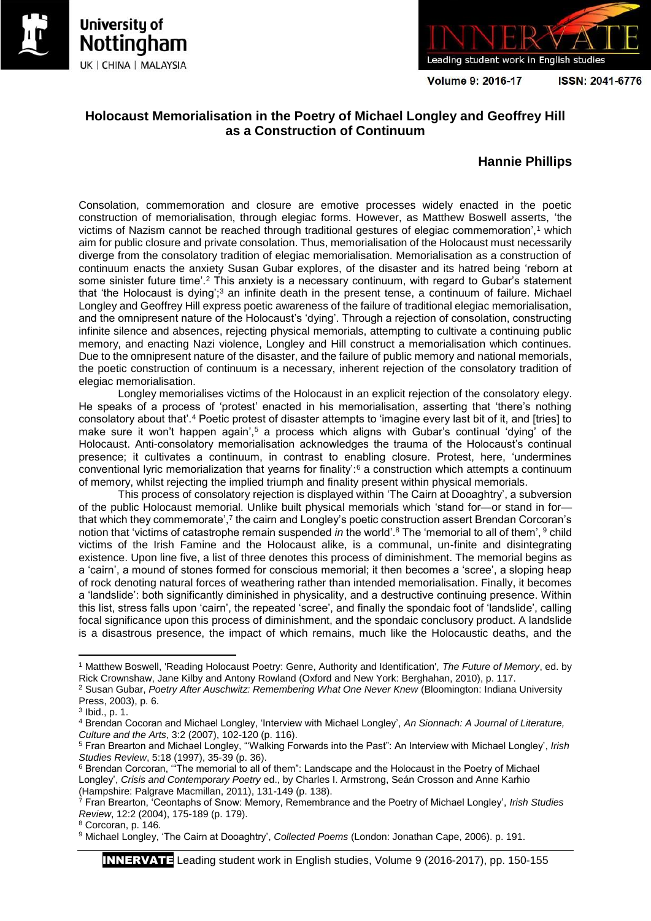# Holocaust Memorialisation in the Poetry of Michael Longley and Geoffrey Hill as a Construction of Continuum

**Hannie Phillips**

Consolation, commemoration and closure are emotive processes widely enacted in the poetic construction of memorialisation, through elegiac forms. However, as Matthew Boswell asserts, 'the victims of Nazism cannot be reached through traditional gestures of elegiac commemoration',[1] which aim for public closure and private consolation. Thus, memorialisation of the Holocaust must necessarily diverge from the consolatory tradition of elegiac memorialisation. Memorialisation as a construction of continuum enacts the anxiety Susan Gubar explores, of the disaster and its hatred being 'reborn at some sinister future time'.[2] This anxiety is a necessary continuum, with regard to Gubar's statement that 'the Holocaust is dying';[3] an infinite death in the present tense, a continuum of failure. Michael Longley and Geoffrey Hill express poetic awareness of the failure of traditional elegiac memorialisation, and the omnipresent nature of the Holocaust's 'dying'. Through a rejection of consolation, constructing infinite silence and absences, rejecting physical memorials, attempting to cultivate a continuing public memory, and enacting Nazi violence, Longley and Hill construct a memorialisation which continues. Due to the omnipresent nature of the disaster, and the failure of public memory and national memorials, the poetic construction of continuum is a necessary, inherent rejection of the consolatory tradition of elegiac memorialisation.

Longley memorialises victims of the Holocaust in an explicit rejection of the consolatory elegy. He speaks of a process of 'protest' enacted in his memorialisation, asserting that 'there's nothing consolatory about that'.[4] Poetic protest of disaster attempts to 'imagine every last bit of it, and [tries] to make sure it won't happen again',[5] a process which aligns with Gubar's continual 'dying' of the Holocaust. Anti-consolatory memorialisation acknowledges the trauma of the Holocaust's continual presence; it cultivates a continuum, in contrast to enabling closure. Protest, here, 'undermines conventional lyric memorialization that yearns for finality':[6] a construction which attempts a continuum of memory, whilst rejecting the implied triumph and finality present within physical memorials.

This process of consolatory rejection is displayed within 'The Cairn at Dooaghtry', a subversion of the public Holocaust memorial. Unlike built physical memorials which 'stand for—or stand in for—that which they commemorate',[7] the cairn and Longley's poetic construction assert Brendan Corcoran's notion that 'victims of catastrophe remain suspended *in* the world'.[8] The 'memorial to all of them', [9] child victims of the Irish Famine and the Holocaust alike, is a communal, un-finite and disintegrating existence. Upon line five, a list of three denotes this process of diminishment. The memorial begins as a 'cairn', a mound of stones formed for conscious memorial; it then becomes a 'scree', a sloping heap of rock denoting natural forces of weathering rather than intended memorialisation. Finally, it becomes a 'landslide': both significantly diminished in physicality, and a destructive continuing presence. Within this list, stress falls upon 'cairn', the repeated 'scree', and finally the spondaic foot of 'landslide', calling focal significance upon this process of diminishment, and the spondaic conclusory product. A landslide is a disastrous presence, the impact of which remains, much like the Holocaustic deaths, and the

---

[1] Matthew Boswell, 'Reading Holocaust Poetry: Genre, Authority and Identification', *The Future of Memory*, ed. by Rick Crownshaw, Jane Kilby and Antony Rowland (Oxford and New York: Berghahan, 2010), p. 117.

[2] Susan Gubar, *Poetry After Auschwitz: Remembering What One Never Knew* (Bloomington: Indiana University Press, 2003), p. 6.

[3] Ibid., p. 1.

[4] Brendan Cocoran and Michael Longley, 'Interview with Michael Longley', *An Sionnach: A Journal of Literature, Culture and the Arts*, 3:2 (2007), 102-120 (p. 116).

[5] Fran Brearton and Michael Longley, '"Walking Forwards into the Past": An Interview with Michael Longley', *Irish Studies Review*, 5:18 (1997), 35-39 (p. 36).

[6] Brendan Corcoran, '"The memorial to all of them": Landscape and the Holocaust in the Poetry of Michael Longley', *Crisis and Contemporary Poetry* ed., by Charles I. Armstrong, Seán Crosson and Anne Karhio (Hampshire: Palgrave Macmillan, 2011), 131-149 (p. 138).

[7] Fran Brearton, 'Ceontaphs of Snow: Memory, Remembrance and the Poetry of Michael Longley', *Irish Studies Review*, 12:2 (2004), 175-189 (p. 179).

[8] Corcoran, p. 146.

[9] Michael Longley, 'The Cairn at Dooaghtry', *Collected Poems* (London: Jonathan Cape, 2006). p. 191.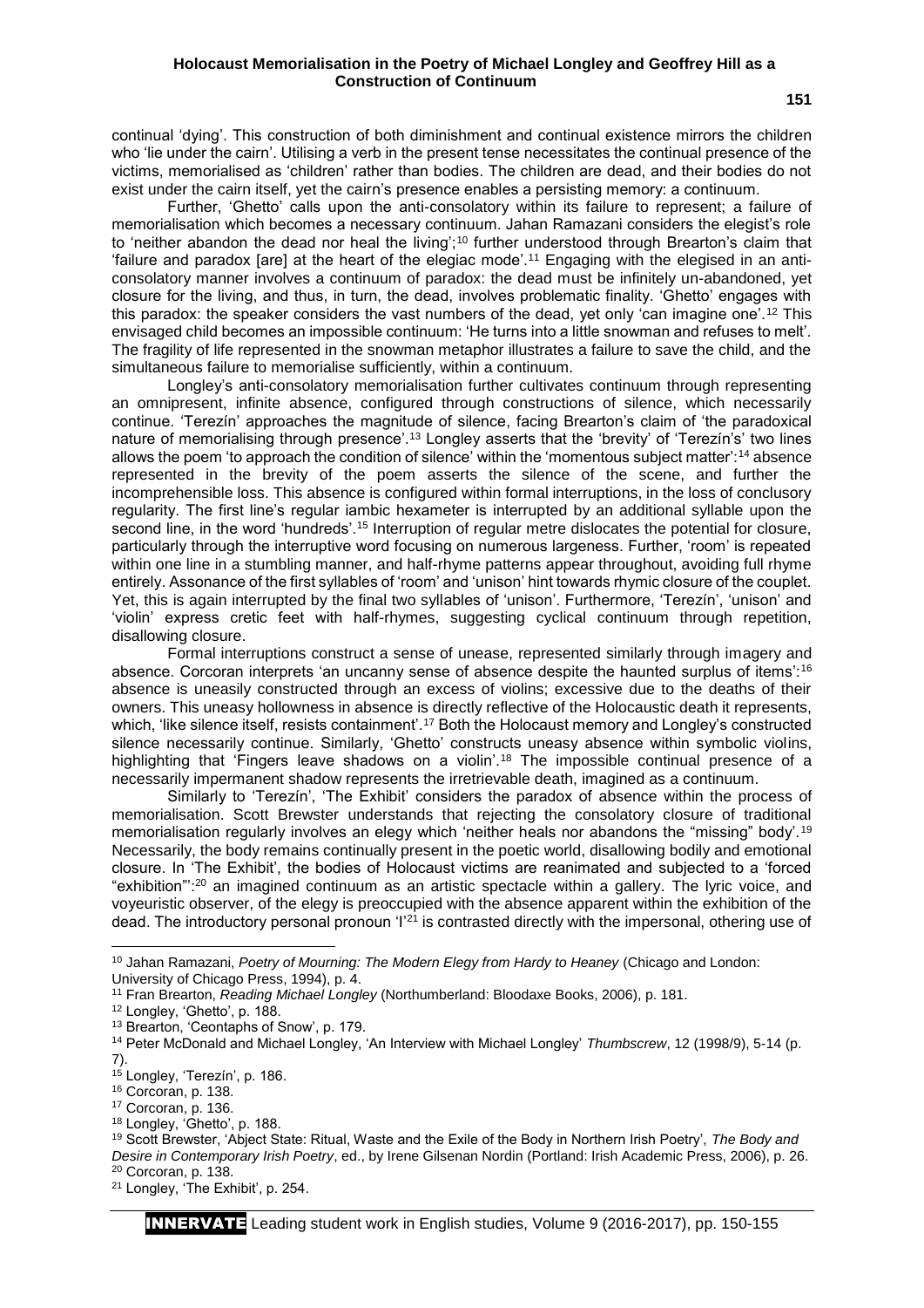continual 'dying'. This construction of both diminishment and continual existence mirrors the children who 'lie under the cairn'. Utilising a verb in the present tense necessitates the continual presence of the victims, memorialised as 'children' rather than bodies. The children are dead, and their bodies do not exist under the cairn itself, yet the cairn's presence enables a persisting memory: a continuum.

Further, 'Ghetto' calls upon the anti-consolatory within its failure to represent; a failure of memorialisation which becomes a necessary continuum. Jahan Ramazani considers the elegist's role to 'neither abandon the dead nor heal the living';[10] further understood through Brearton's claim that 'failure and paradox [are] at the heart of the elegiac mode'.[11] Engaging with the elegised in an anti-consolatory manner involves a continuum of paradox: the dead must be infinitely un-abandoned, yet closure for the living, and thus, in turn, the dead, involves problematic finality. 'Ghetto' engages with this paradox: the speaker considers the vast numbers of the dead, yet only 'can imagine one'.[12] This envisaged child becomes an impossible continuum: 'He turns into a little snowman and refuses to melt'. The fragility of life represented in the snowman metaphor illustrates a failure to save the child, and the simultaneous failure to memorialise sufficiently, within a continuum.

Longley's anti-consolatory memorialisation further cultivates continuum through representing an omnipresent, infinite absence, configured through constructions of silence, which necessarily continue. 'Terezín' approaches the magnitude of silence, facing Brearton's claim of 'the paradoxical nature of memorialising through presence'.[13] Longley asserts that the 'brevity' of 'Terezín's' two lines allows the poem 'to approach the condition of silence' within the 'momentous subject matter':[14] absence represented in the brevity of the poem asserts the silence of the scene, and further the incomprehensible loss. This absence is configured within formal interruptions, in the loss of conclusory regularity. The first line's regular iambic hexameter is interrupted by an additional syllable upon the second line, in the word 'hundreds'.[15] Interruption of regular metre dislocates the potential for closure, particularly through the interruptive word focusing on numerous largeness. Further, 'room' is repeated within one line in a stumbling manner, and half-rhyme patterns appear throughout, avoiding full rhyme entirely. Assonance of the first syllables of 'room' and 'unison' hint towards rhymic closure of the couplet. Yet, this is again interrupted by the final two syllables of 'unison'. Furthermore, 'Terezín', 'unison' and 'violin' express cretic feet with half-rhymes, suggesting cyclical continuum through repetition, disallowing closure.

Formal interruptions construct a sense of unease, represented similarly through imagery and absence. Corcoran interprets 'an uncanny sense of absence despite the haunted surplus of items':[16] absence is uneasily constructed through an excess of violins; excessive due to the deaths of their owners. This uneasy hollowness in absence is directly reflective of the Holocaustic death it represents, which, 'like silence itself, resists containment'.[17] Both the Holocaust memory and Longley's constructed silence necessarily continue. Similarly, 'Ghetto' constructs uneasy absence within symbolic violins, highlighting that 'Fingers leave shadows on a violin'.[18] The impossible continual presence of a necessarily impermanent shadow represents the irretrievable death, imagined as a continuum.

Similarly to 'Terezín', 'The Exhibit' considers the paradox of absence within the process of memorialisation. Scott Brewster understands that rejecting the consolatory closure of traditional memorialisation regularly involves an elegy which 'neither heals nor abandons the "missing" body'.[19] Necessarily, the body remains continually present in the poetic world, disallowing bodily and emotional closure. In 'The Exhibit', the bodies of Holocaust victims are reanimated and subjected to a 'forced "exhibition"':[20] an imagined continuum as an artistic spectacle within a gallery. The lyric voice, and voyeuristic observer, of the elegy is preoccupied with the absence apparent within the exhibition of the dead. The introductory personal pronoun 'I'[21] is contrasted directly with the impersonal, othering use of

---

[10] Jahan Ramazani, *Poetry of Mourning: The Modern Elegy from Hardy to Heaney* (Chicago and London: University of Chicago Press, 1994), p. 4.

[11] Fran Brearton, *Reading Michael Longley* (Northumberland: Bloodaxe Books, 2006), p. 181.

[12] Longley, 'Ghetto', p. 188.

[13] Brearton, 'Ceontaphs of Snow', p. 179.

[14] Peter McDonald and Michael Longley, 'An Interview with Michael Longley' *Thumbscrew*, 12 (1998/9), 5-14 (p. 7).

[15] Longley, 'Terezín', p. 186.

[16] Corcoran, p. 138.

[17] Corcoran, p. 136.

[18] Longley, 'Ghetto', p. 188.

[19] Scott Brewster, 'Abject State: Ritual, Waste and the Exile of the Body in Northern Irish Poetry', *The Body and Desire in Contemporary Irish Poetry*, ed., by Irene Gilsenan Nordin (Portland: Irish Academic Press, 2006), p. 26.

[20] Corcoran, p. 138.

[21] Longley, 'The Exhibit', p. 254.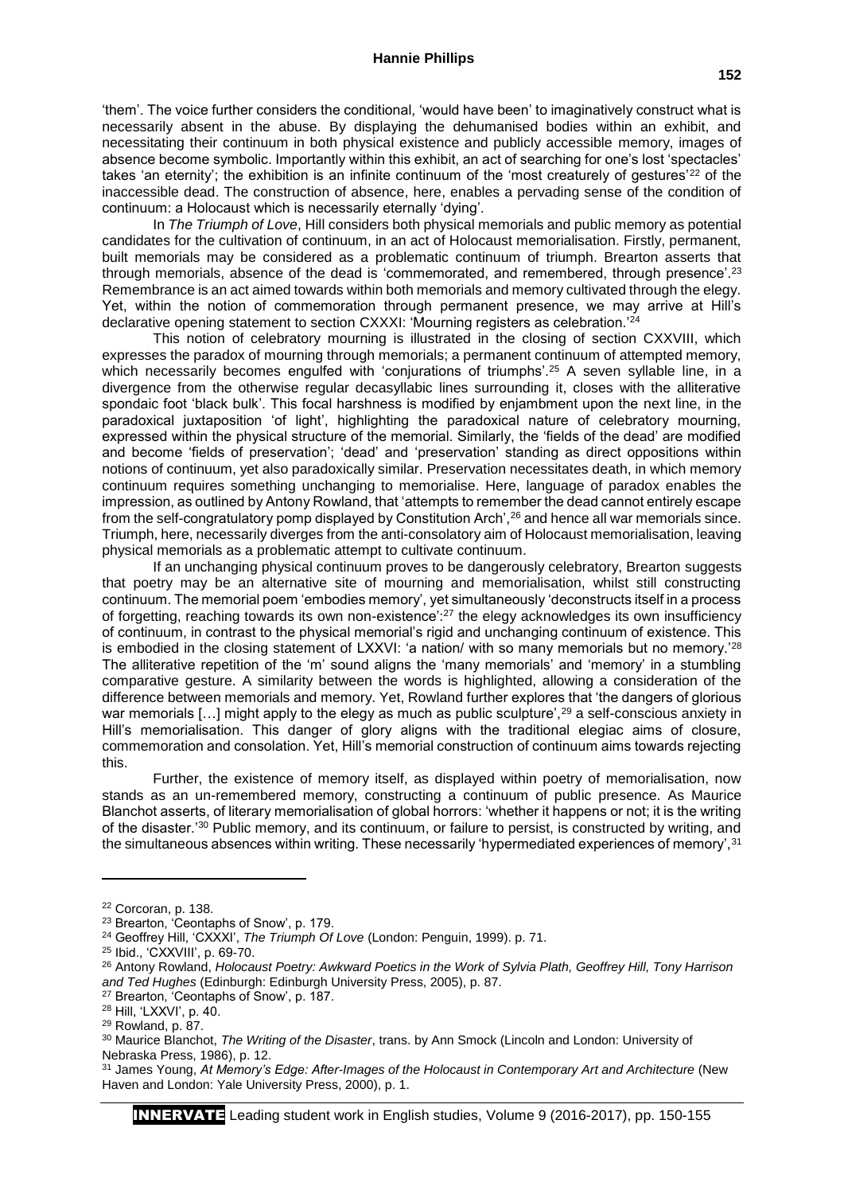'them'. The voice further considers the conditional, 'would have been' to imaginatively construct what is necessarily absent in the abuse. By displaying the dehumanised bodies within an exhibit, and necessitating their continuum in both physical existence and publicly accessible memory, images of absence become symbolic. Importantly within this exhibit, an act of searching for one's lost 'spectacles' takes 'an eternity'; the exhibition is an infinite continuum of the 'most creaturely of gestures'[22] of the inaccessible dead. The construction of absence, here, enables a pervading sense of the condition of continuum: a Holocaust which is necessarily eternally 'dying'.

In *The Triumph of Love*, Hill considers both physical memorials and public memory as potential candidates for the cultivation of continuum, in an act of Holocaust memorialisation. Firstly, permanent, built memorials may be considered as a problematic continuum of triumph. Brearton asserts that through memorials, absence of the dead is 'commemorated, and remembered, through presence'.[23] Remembrance is an act aimed towards within both memorials and memory cultivated through the elegy. Yet, within the notion of commemoration through permanent presence, we may arrive at Hill's declarative opening statement to section CXXXI: 'Mourning registers as celebration.'[24]

This notion of celebratory mourning is illustrated in the closing of section CXXVIII, which expresses the paradox of mourning through memorials; a permanent continuum of attempted memory, which necessarily becomes engulfed with 'conjurations of triumphs'.[25] A seven syllable line, in a divergence from the otherwise regular decasyllabic lines surrounding it, closes with the alliterative spondaic foot 'black bulk'. This focal harshness is modified by enjambment upon the next line, in the paradoxical juxtaposition 'of light', highlighting the paradoxical nature of celebratory mourning, expressed within the physical structure of the memorial. Similarly, the 'fields of the dead' are modified and become 'fields of preservation'; 'dead' and 'preservation' standing as direct oppositions within notions of continuum, yet also paradoxically similar. Preservation necessitates death, in which memory continuum requires something unchanging to memorialise. Here, language of paradox enables the impression, as outlined by Antony Rowland, that 'attempts to remember the dead cannot entirely escape from the self-congratulatory pomp displayed by Constitution Arch',[26] and hence all war memorials since. Triumph, here, necessarily diverges from the anti-consolatory aim of Holocaust memorialisation, leaving physical memorials as a problematic attempt to cultivate continuum.

If an unchanging physical continuum proves to be dangerously celebratory, Brearton suggests that poetry may be an alternative site of mourning and memorialisation, whilst still constructing continuum. The memorial poem 'embodies memory', yet simultaneously 'deconstructs itself in a process of forgetting, reaching towards its own non-existence':[27] the elegy acknowledges its own insufficiency of continuum, in contrast to the physical memorial's rigid and unchanging continuum of existence. This is embodied in the closing statement of LXXVI: 'a nation/ with so many memorials but no memory.'[28] The alliterative repetition of the 'm' sound aligns the 'many memorials' and 'memory' in a stumbling comparative gesture. A similarity between the words is highlighted, allowing a consideration of the difference between memorials and memory. Yet, Rowland further explores that 'the dangers of glorious war memorials […] might apply to the elegy as much as public sculpture',[29] a self-conscious anxiety in Hill's memorialisation. This danger of glory aligns with the traditional elegiac aims of closure, commemoration and consolation. Yet, Hill's memorial construction of continuum aims towards rejecting this.

Further, the existence of memory itself, as displayed within poetry of memorialisation, now stands as an un-remembered memory, constructing a continuum of public presence. As Maurice Blanchot asserts, of literary memorialisation of global horrors: 'whether it happens or not; it is the writing of the disaster.'[30] Public memory, and its continuum, or failure to persist, is constructed by writing, and the simultaneous absences within writing. These necessarily 'hypermediated experiences of memory',[31]

---

[22] Corcoran, p. 138.

[23] Brearton, 'Ceontaphs of Snow', p. 179.

[24] Geoffrey Hill, 'CXXXI', *The Triumph Of Love* (London: Penguin, 1999). p. 71.

[25] Ibid., 'CXXVIII', p. 69-70.

[26] Antony Rowland, *Holocaust Poetry: Awkward Poetics in the Work of Sylvia Plath, Geoffrey Hill, Tony Harrison and Ted Hughes* (Edinburgh: Edinburgh University Press, 2005), p. 87.

[27] Brearton, 'Ceontaphs of Snow', p. 187.

[28] Hill, 'LXXVI', p. 40.

[29] Rowland, p. 87.

[30] Maurice Blanchot, *The Writing of the Disaster*, trans. by Ann Smock (Lincoln and London: University of Nebraska Press, 1986), p. 12.

[31] James Young, *At Memory's Edge: After-Images of the Holocaust in Contemporary Art and Architecture* (New Haven and London: Yale University Press, 2000), p. 1.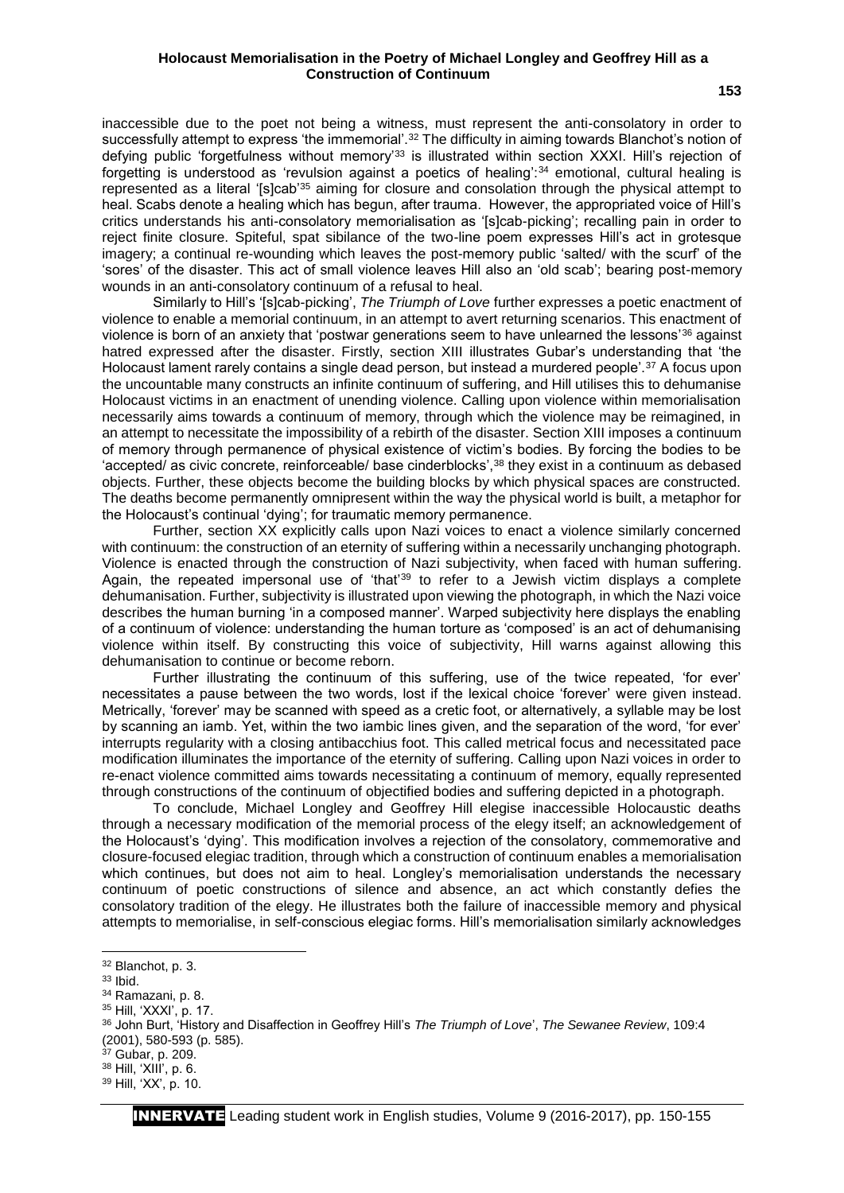inaccessible due to the poet not being a witness, must represent the anti-consolatory in order to successfully attempt to express 'the immemorial'.[32] The difficulty in aiming towards Blanchot's notion of defying public 'forgetfulness without memory'[33] is illustrated within section XXXI. Hill's rejection of forgetting is understood as 'revulsion against a poetics of healing':[34] emotional, cultural healing is represented as a literal '[s]cab'[35] aiming for closure and consolation through the physical attempt to heal. Scabs denote a healing which has begun, after trauma. However, the appropriated voice of Hill's critics understands his anti-consolatory memorialisation as '[s]cab-picking'; recalling pain in order to reject finite closure. Spiteful, spat sibilance of the two-line poem expresses Hill's act in grotesque imagery; a continual re-wounding which leaves the post-memory public 'salted/ with the scurf' of the 'sores' of the disaster. This act of small violence leaves Hill also an 'old scab'; bearing post-memory wounds in an anti-consolatory continuum of a refusal to heal.

Similarly to Hill's '[s]cab-picking', *The Triumph of Love* further expresses a poetic enactment of violence to enable a memorial continuum, in an attempt to avert returning scenarios. This enactment of violence is born of an anxiety that 'postwar generations seem to have unlearned the lessons'[36] against hatred expressed after the disaster. Firstly, section XIII illustrates Gubar's understanding that 'the Holocaust lament rarely contains a single dead person, but instead a murdered people'.[37] A focus upon the uncountable many constructs an infinite continuum of suffering, and Hill utilises this to dehumanise Holocaust victims in an enactment of unending violence. Calling upon violence within memorialisation necessarily aims towards a continuum of memory, through which the violence may be reimagined, in an attempt to necessitate the impossibility of a rebirth of the disaster. Section XIII imposes a continuum of memory through permanence of physical existence of victim's bodies. By forcing the bodies to be 'accepted/ as civic concrete, reinforceable/ base cinderblocks',[38] they exist in a continuum as debased objects. Further, these objects become the building blocks by which physical spaces are constructed. The deaths become permanently omnipresent within the way the physical world is built, a metaphor for the Holocaust's continual 'dying'; for traumatic memory permanence.

Further, section XX explicitly calls upon Nazi voices to enact a violence similarly concerned with continuum: the construction of an eternity of suffering within a necessarily unchanging photograph. Violence is enacted through the construction of Nazi subjectivity, when faced with human suffering. Again, the repeated impersonal use of 'that'[39] to refer to a Jewish victim displays a complete dehumanisation. Further, subjectivity is illustrated upon viewing the photograph, in which the Nazi voice describes the human burning 'in a composed manner'. Warped subjectivity here displays the enabling of a continuum of violence: understanding the human torture as 'composed' is an act of dehumanising violence within itself. By constructing this voice of subjectivity, Hill warns against allowing this dehumanisation to continue or become reborn.

Further illustrating the continuum of this suffering, use of the twice repeated, 'for ever' necessitates a pause between the two words, lost if the lexical choice 'forever' were given instead. Metrically, 'forever' may be scanned with speed as a cretic foot, or alternatively, a syllable may be lost by scanning an iamb. Yet, within the two iambic lines given, and the separation of the word, 'for ever' interrupts regularity with a closing antibacchius foot. This called metrical focus and necessitated pace modification illuminates the importance of the eternity of suffering. Calling upon Nazi voices in order to re-enact violence committed aims towards necessitating a continuum of memory, equally represented through constructions of the continuum of objectified bodies and suffering depicted in a photograph.

To conclude, Michael Longley and Geoffrey Hill elegise inaccessible Holocaustic deaths through a necessary modification of the memorial process of the elegy itself; an acknowledgement of the Holocaust's 'dying'. This modification involves a rejection of the consolatory, commemorative and closure-focused elegiac tradition, through which a construction of continuum enables a memorialisation which continues, but does not aim to heal. Longley's memorialisation understands the necessary continuum of poetic constructions of silence and absence, an act which constantly defies the consolatory tradition of the elegy. He illustrates both the failure of inaccessible memory and physical attempts to memorialise, in self-conscious elegiac forms. Hill's memorialisation similarly acknowledges

---

[32] Blanchot, p. 3.

[33] Ibid.

[34] Ramazani, p. 8.

[35] Hill, 'XXXI', p. 17.

[36] John Burt, 'History and Disaffection in Geoffrey Hill's *The Triumph of Love*', *The Sewanee Review*, 109:4 (2001), 580-593 (p. 585).

[37] Gubar, p. 209.

[38] Hill, 'XIII', p. 6.

[39] Hill, 'XX', p. 10.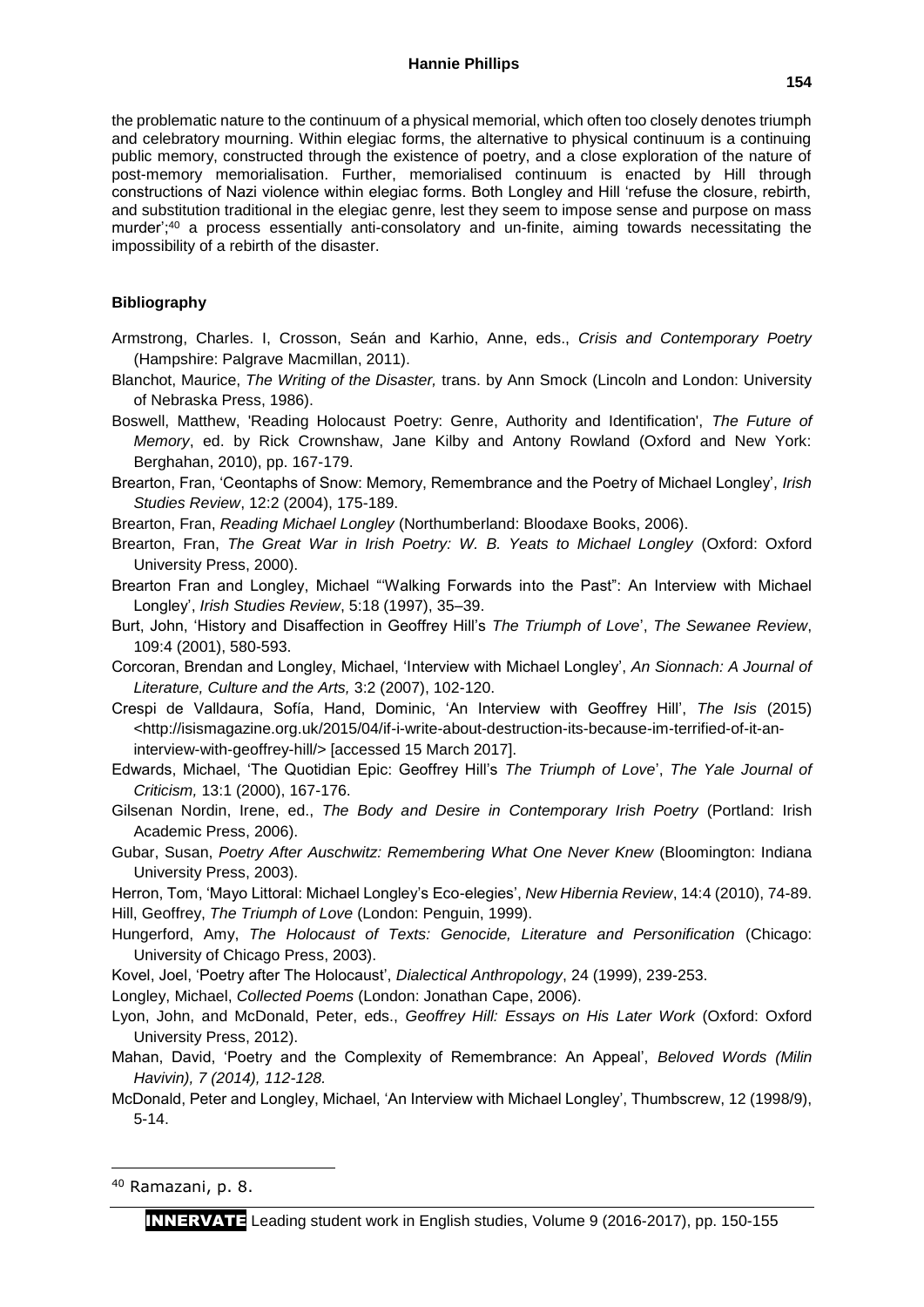the problematic nature to the continuum of a physical memorial, which often too closely denotes triumph and celebratory mourning. Within elegiac forms, the alternative to physical continuum is a continuing public memory, constructed through the existence of poetry, and a close exploration of the nature of post-memory memorialisation. Further, memorialised continuum is enacted by Hill through constructions of Nazi violence within elegiac forms. Both Longley and Hill 'refuse the closure, rebirth, and substitution traditional in the elegiac genre, lest they seem to impose sense and purpose on mass murder';[40] a process essentially anti-consolatory and un-finite, aiming towards necessitating the impossibility of a rebirth of the disaster.

## Bibliography

Armstrong, Charles. I, Crosson, Seán and Karhio, Anne, eds., *Crisis and Contemporary Poetry* (Hampshire: Palgrave Macmillan, 2011).

Blanchot, Maurice, *The Writing of the Disaster,* trans. by Ann Smock (Lincoln and London: University of Nebraska Press, 1986).

Boswell, Matthew, 'Reading Holocaust Poetry: Genre, Authority and Identification', *The Future of Memory*, ed. by Rick Crownshaw, Jane Kilby and Antony Rowland (Oxford and New York: Berghahan, 2010), pp. 167-179.

Brearton, Fran, 'Ceontaphs of Snow: Memory, Remembrance and the Poetry of Michael Longley', *Irish Studies Review*, 12:2 (2004), 175-189.

Brearton, Fran, *Reading Michael Longley* (Northumberland: Bloodaxe Books, 2006).

Brearton, Fran, *The Great War in Irish Poetry: W. B. Yeats to Michael Longley* (Oxford: Oxford University Press, 2000).

Brearton Fran and Longley, Michael "'Walking Forwards into the Past": An Interview with Michael Longley', *Irish Studies Review*, 5:18 (1997), 35–39.

Burt, John, 'History and Disaffection in Geoffrey Hill's *The Triumph of Love*', *The Sewanee Review*, 109:4 (2001), 580-593.

Corcoran, Brendan and Longley, Michael, 'Interview with Michael Longley', *An Sionnach: A Journal of Literature, Culture and the Arts,* 3:2 (2007), 102-120.

Crespi de Valldaura, Sofía, Hand, Dominic, 'An Interview with Geoffrey Hill', *The Isis* (2015) <http://isismagazine.org.uk/2015/04/if-i-write-about-destruction-its-because-im-terrified-of-it-an-interview-with-geoffrey-hill/> [accessed 15 March 2017].

Edwards, Michael, 'The Quotidian Epic: Geoffrey Hill's *The Triumph of Love*', *The Yale Journal of Criticism,* 13:1 (2000), 167-176.

Gilsenan Nordin, Irene, ed., *The Body and Desire in Contemporary Irish Poetry* (Portland: Irish Academic Press, 2006).

Gubar, Susan, *Poetry After Auschwitz: Remembering What One Never Knew* (Bloomington: Indiana University Press, 2003).

Herron, Tom, 'Mayo Littoral: Michael Longley's Eco-elegies', *New Hibernia Review*, 14:4 (2010), 74-89.

Hill, Geoffrey, *The Triumph of Love* (London: Penguin, 1999).

Hungerford, Amy, *The Holocaust of Texts: Genocide, Literature and Personification* (Chicago: University of Chicago Press, 2003).

Kovel, Joel, 'Poetry after The Holocaust', *Dialectical Anthropology*, 24 (1999), 239-253.

Longley, Michael, *Collected Poems* (London: Jonathan Cape, 2006).

Lyon, John, and McDonald, Peter, eds., *Geoffrey Hill: Essays on His Later Work* (Oxford: Oxford University Press, 2012).

Mahan, David, 'Poetry and the Complexity of Remembrance: An Appeal', *Beloved Words (Milin Havivin), 7 (2014), 112-128.*

McDonald, Peter and Longley, Michael, 'An Interview with Michael Longley', Thumbscrew, 12 (1998/9), 5-14.

---

[40] Ramazani, p. 8.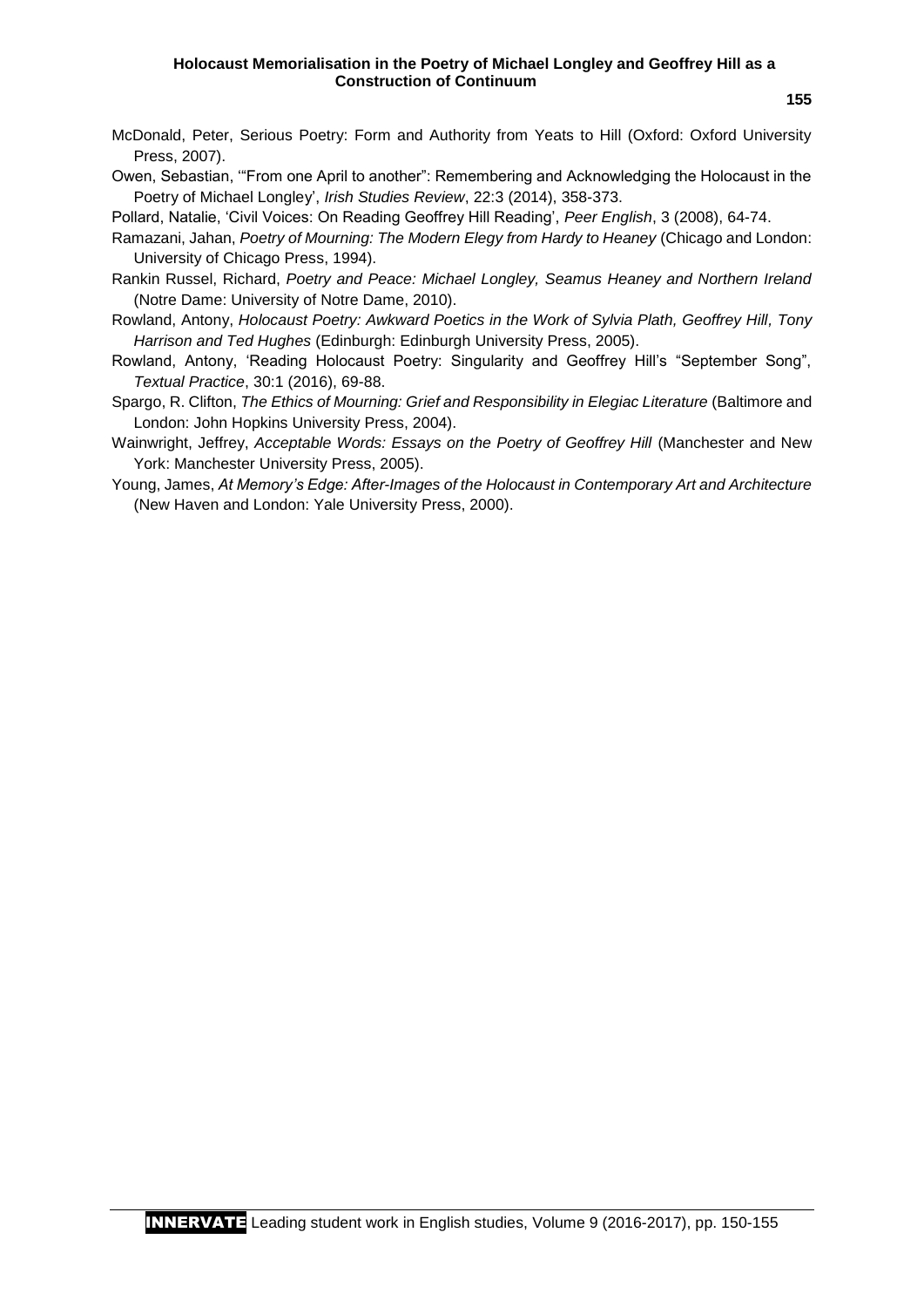McDonald, Peter, Serious Poetry: Form and Authority from Yeats to Hill (Oxford: Oxford University Press, 2007).

Owen, Sebastian, '"From one April to another": Remembering and Acknowledging the Holocaust in the Poetry of Michael Longley', *Irish Studies Review*, 22:3 (2014), 358-373.

Pollard, Natalie, 'Civil Voices: On Reading Geoffrey Hill Reading', *Peer English*, 3 (2008), 64-74.

Ramazani, Jahan, *Poetry of Mourning: The Modern Elegy from Hardy to Heaney* (Chicago and London: University of Chicago Press, 1994).

Rankin Russel, Richard, *Poetry and Peace: Michael Longley, Seamus Heaney and Northern Ireland* (Notre Dame: University of Notre Dame, 2010).

Rowland, Antony, *Holocaust Poetry: Awkward Poetics in the Work of Sylvia Plath, Geoffrey Hill, Tony Harrison and Ted Hughes* (Edinburgh: Edinburgh University Press, 2005).

Rowland, Antony, 'Reading Holocaust Poetry: Singularity and Geoffrey Hill's "September Song", *Textual Practice*, 30:1 (2016), 69-88.

Spargo, R. Clifton, *The Ethics of Mourning: Grief and Responsibility in Elegiac Literature* (Baltimore and London: John Hopkins University Press, 2004).

Wainwright, Jeffrey, *Acceptable Words: Essays on the Poetry of Geoffrey Hill* (Manchester and New York: Manchester University Press, 2005).

Young, James, *At Memory's Edge: After-Images of the Holocaust in Contemporary Art and Architecture* (New Haven and London: Yale University Press, 2000).